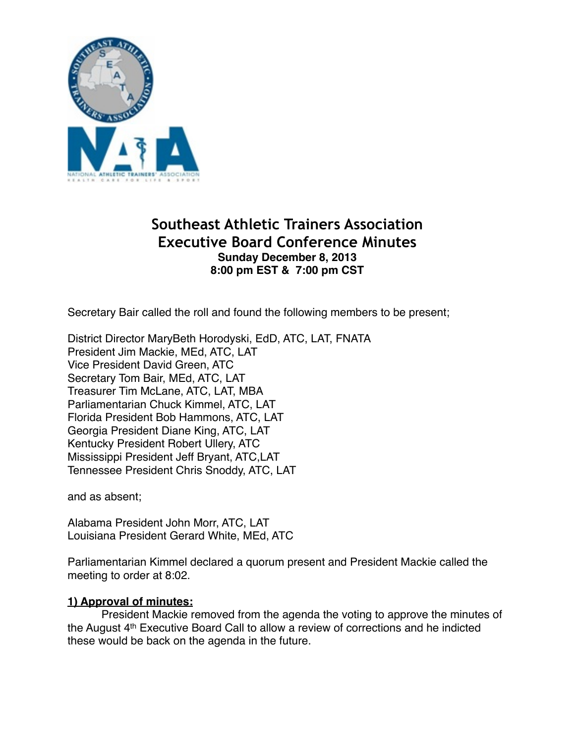# Southeast Athletic Trainers Association
# Executive Board Conference Minutes

**Sunday December 8, 2013**
**8:00 pm EST & 7:00 pm CST**

Secretary Bair called the roll and found the following members to be present;

District Director MaryBeth Horodyski, EdD, ATC, LAT, FNATA
President Jim Mackie, MEd, ATC, LAT
Vice President David Green, ATC
Secretary Tom Bair, MEd, ATC, LAT
Treasurer Tim McLane, ATC, LAT, MBA
Parliamentarian Chuck Kimmel, ATC, LAT
Florida President Bob Hammons, ATC, LAT
Georgia President Diane King, ATC, LAT
Kentucky President Robert Ullery, ATC
Mississippi President Jeff Bryant, ATC,LAT
Tennessee President Chris Snoddy, ATC, LAT

and as absent;

Alabama President John Morr, ATC, LAT
Louisiana President Gerard White, MEd, ATC

Parliamentarian Kimmel declared a quorum present and President Mackie called the meeting to order at 8:02.

**1) Approval of minutes:**

President Mackie removed from the agenda the voting to approve the minutes of the August 4th Executive Board Call to allow a review of corrections and he indicted these would be back on the agenda in the future.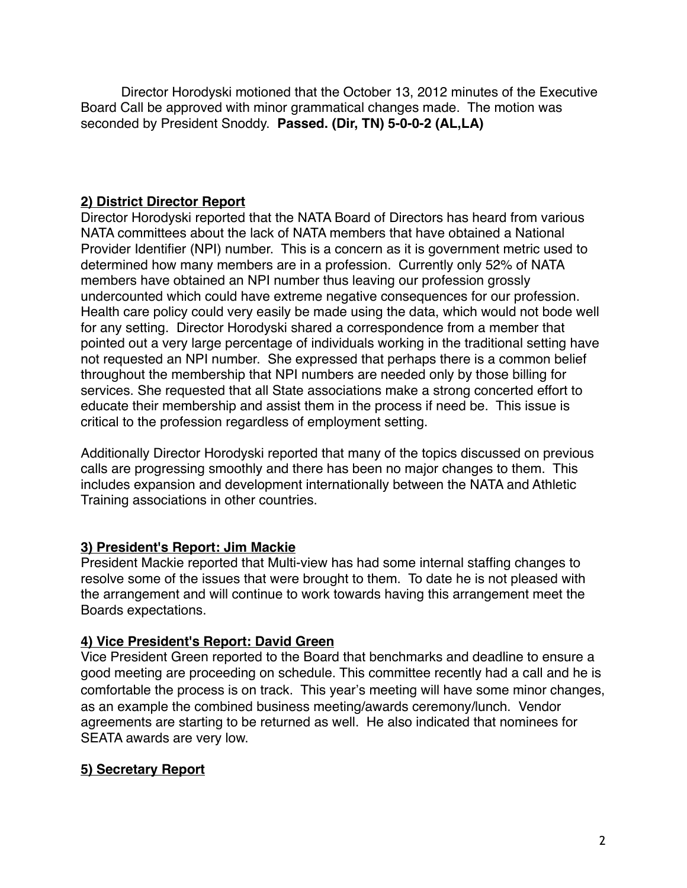Director Horodyski motioned that the October 13, 2012 minutes of the Executive Board Call be approved with minor grammatical changes made. The motion was seconded by President Snoddy. **Passed. (Dir, TN) 5-0-0-2 (AL,LA)**

## 2) District Director Report

Director Horodyski reported that the NATA Board of Directors has heard from various NATA committees about the lack of NATA members that have obtained a National Provider Identifier (NPI) number. This is a concern as it is government metric used to determined how many members are in a profession. Currently only 52% of NATA members have obtained an NPI number thus leaving our profession grossly undercounted which could have extreme negative consequences for our profession. Health care policy could very easily be made using the data, which would not bode well for any setting. Director Horodyski shared a correspondence from a member that pointed out a very large percentage of individuals working in the traditional setting have not requested an NPI number. She expressed that perhaps there is a common belief throughout the membership that NPI numbers are needed only by those billing for services. She requested that all State associations make a strong concerted effort to educate their membership and assist them in the process if need be. This issue is critical to the profession regardless of employment setting.

Additionally Director Horodyski reported that many of the topics discussed on previous calls are progressing smoothly and there has been no major changes to them. This includes expansion and development internationally between the NATA and Athletic Training associations in other countries.

## 3) President's Report: Jim Mackie

President Mackie reported that Multi-view has had some internal staffing changes to resolve some of the issues that were brought to them. To date he is not pleased with the arrangement and will continue to work towards having this arrangement meet the Boards expectations.

## 4) Vice President's Report: David Green

Vice President Green reported to the Board that benchmarks and deadline to ensure a good meeting are proceeding on schedule. This committee recently had a call and he is comfortable the process is on track. This year's meeting will have some minor changes, as an example the combined business meeting/awards ceremony/lunch. Vendor agreements are starting to be returned as well. He also indicated that nominees for SEATA awards are very low.

## 5) Secretary Report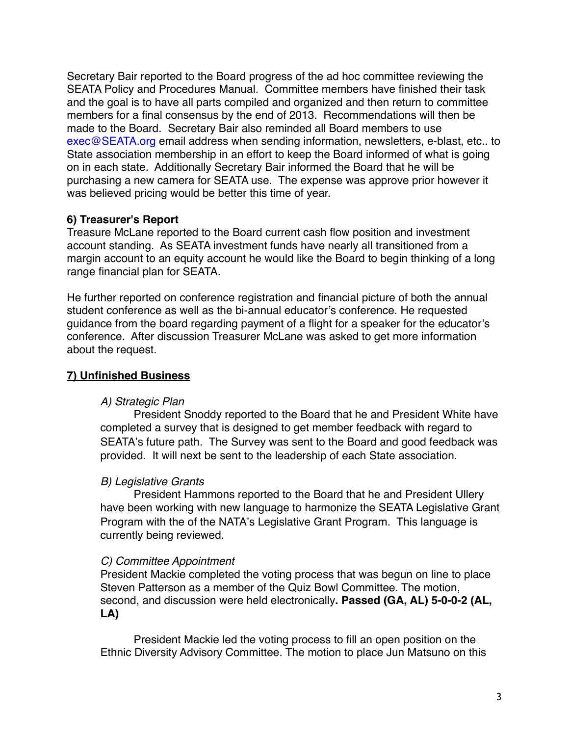Secretary Bair reported to the Board progress of the ad hoc committee reviewing the SEATA Policy and Procedures Manual. Committee members have finished their task and the goal is to have all parts compiled and organized and then return to committee members for a final consensus by the end of 2013. Recommendations will then be made to the Board. Secretary Bair also reminded all Board members to use exec@SEATA.org email address when sending information, newsletters, e-blast, etc.. to State association membership in an effort to keep the Board informed of what is going on in each state. Additionally Secretary Bair informed the Board that he will be purchasing a new camera for SEATA use. The expense was approve prior however it was believed pricing would be better this time of year.

## **6) Treasurer's Report**

Treasure McLane reported to the Board current cash flow position and investment account standing. As SEATA investment funds have nearly all transitioned from a margin account to an equity account he would like the Board to begin thinking of a long range financial plan for SEATA.

He further reported on conference registration and financial picture of both the annual student conference as well as the bi-annual educator's conference. He requested guidance from the board regarding payment of a flight for a speaker for the educator's conference. After discussion Treasurer McLane was asked to get more information about the request.

## **7) Unfinished Business**

*A) Strategic Plan*

President Snoddy reported to the Board that he and President White have completed a survey that is designed to get member feedback with regard to SEATA's future path. The Survey was sent to the Board and good feedback was provided. It will next be sent to the leadership of each State association.

*B) Legislative Grants*

President Hammons reported to the Board that he and President Ullery have been working with new language to harmonize the SEATA Legislative Grant Program with the of the NATA's Legislative Grant Program. This language is currently being reviewed.

*C) Committee Appointment*

President Mackie completed the voting process that was begun on line to place Steven Patterson as a member of the Quiz Bowl Committee. The motion, second, and discussion were held electronically**. Passed (GA, AL) 5-0-0-2 (AL, LA)**

President Mackie led the voting process to fill an open position on the Ethnic Diversity Advisory Committee. The motion to place Jun Matsuno on this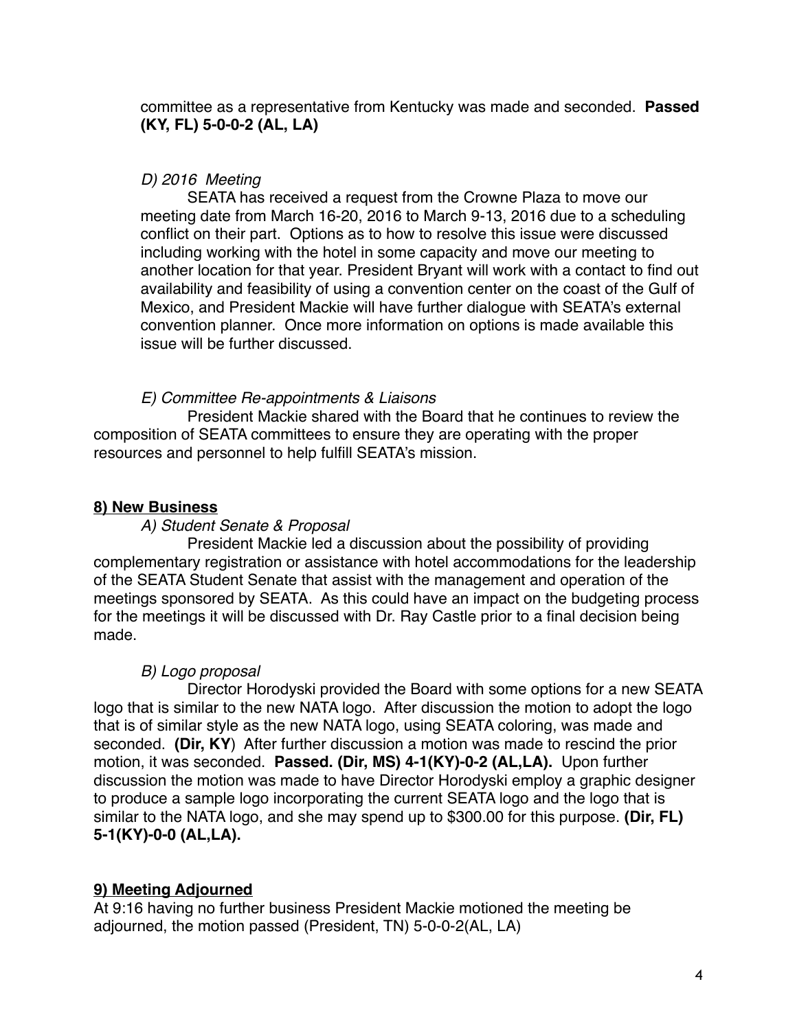committee as a representative from Kentucky was made and seconded. **Passed (KY, FL) 5-0-0-2 (AL, LA)**

*D) 2016 Meeting*

SEATA has received a request from the Crowne Plaza to move our meeting date from March 16-20, 2016 to March 9-13, 2016 due to a scheduling conflict on their part. Options as to how to resolve this issue were discussed including working with the hotel in some capacity and move our meeting to another location for that year. President Bryant will work with a contact to find out availability and feasibility of using a convention center on the coast of the Gulf of Mexico, and President Mackie will have further dialogue with SEATA's external convention planner. Once more information on options is made available this issue will be further discussed.

*E) Committee Re-appointments & Liaisons*

President Mackie shared with the Board that he continues to review the composition of SEATA committees to ensure they are operating with the proper resources and personnel to help fulfill SEATA's mission.

## 8) New Business

*A) Student Senate & Proposal*

President Mackie led a discussion about the possibility of providing complementary registration or assistance with hotel accommodations for the leadership of the SEATA Student Senate that assist with the management and operation of the meetings sponsored by SEATA. As this could have an impact on the budgeting process for the meetings it will be discussed with Dr. Ray Castle prior to a final decision being made.

*B) Logo proposal*

Director Horodyski provided the Board with some options for a new SEATA logo that is similar to the new NATA logo. After discussion the motion to adopt the logo that is of similar style as the new NATA logo, using SEATA coloring, was made and seconded. **(Dir, KY**) After further discussion a motion was made to rescind the prior motion, it was seconded. **Passed. (Dir, MS) 4-1(KY)-0-2 (AL,LA).** Upon further discussion the motion was made to have Director Horodyski employ a graphic designer to produce a sample logo incorporating the current SEATA logo and the logo that is similar to the NATA logo, and she may spend up to $300.00 for this purpose. **(Dir, FL) 5-1(KY)-0-0 (AL,LA).**

## 9) Meeting Adjourned

At 9:16 having no further business President Mackie motioned the meeting be adjourned, the motion passed (President, TN) 5-0-0-2(AL, LA)